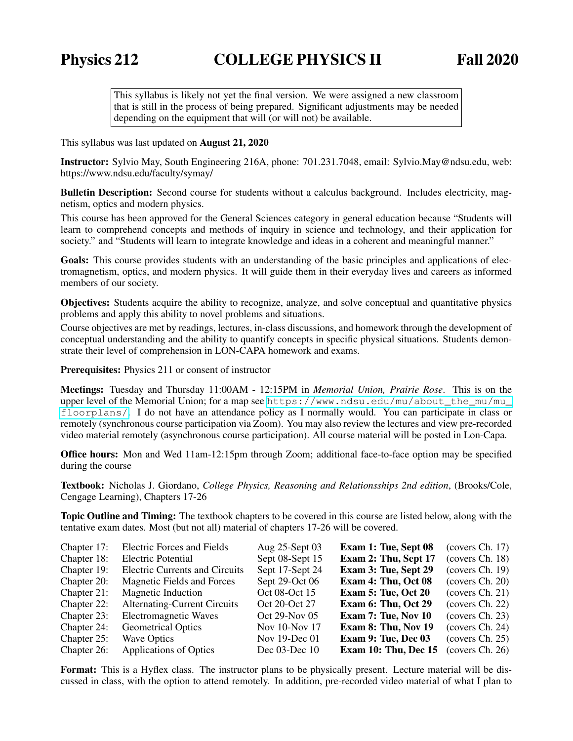# Physics 212 COLLEGE PHYSICS II Fall 2020

> This syllabus is likely not yet the final version. We were assigned a new classroom that is still in the process of being prepared. Significant adjustments may be needed depending on the equipment that will (or will not) be available.

This syllabus was last updated on **August 21, 2020**

**Instructor:** Sylvio May, South Engineering 216A, phone: 701.231.7048, email: Sylvio.May@ndsu.edu, web: https://www.ndsu.edu/faculty/symay/

**Bulletin Description:** Second course for students without a calculus background. Includes electricity, magnetism, optics and modern physics.

This course has been approved for the General Sciences category in general education because "Students will learn to comprehend concepts and methods of inquiry in science and technology, and their application for society." and "Students will learn to integrate knowledge and ideas in a coherent and meaningful manner."

**Goals:** This course provides students with an understanding of the basic principles and applications of electromagnetism, optics, and modern physics. It will guide them in their everyday lives and careers as informed members of our society.

**Objectives:** Students acquire the ability to recognize, analyze, and solve conceptual and quantitative physics problems and apply this ability to novel problems and situations.

Course objectives are met by readings, lectures, in-class discussions, and homework through the development of conceptual understanding and the ability to quantify concepts in specific physical situations. Students demonstrate their level of comprehension in LON-CAPA homework and exams.

**Prerequisites:** Physics 211 or consent of instructor

**Meetings:** Tuesday and Thursday 11:00AM - 12:15PM in *Memorial Union, Prairie Rose*. This is on the upper level of the Memorial Union; for a map see `https://www.ndsu.edu/mu/about_the_mu/mu_floorplans/`. I do not have an attendance policy as I normally would. You can participate in class or remotely (synchronous course participation via Zoom). You may also review the lectures and view pre-recorded video material remotely (asynchronous course participation). All course material will be posted in Lon-Capa.

**Office hours:** Mon and Wed 11am-12:15pm through Zoom; additional face-to-face option may be specified during the course

**Textbook:** Nicholas J. Giordano, *College Physics, Reasoning and Relationsships 2nd edition*, (Brooks/Cole, Cengage Learning), Chapters 17-26

**Topic Outline and Timing:** The textbook chapters to be covered in this course are listed below, along with the tentative exam dates. Most (but not all) material of chapters 17-26 will be covered.

| Chapter | Topic | Dates | Exam | Coverage |
|---|---|---|---|---|
| Chapter 17: | Electric Forces and Fields | Aug 25-Sept 03 | **Exam 1: Tue, Sept 08** | (covers Ch. 17) |
| Chapter 18: | Electric Potential | Sept 08-Sept 15 | **Exam 2: Thu, Sept 17** | (covers Ch. 18) |
| Chapter 19: | Electric Currents and Circuits | Sept 17-Sept 24 | **Exam 3: Tue, Sept 29** | (covers Ch. 19) |
| Chapter 20: | Magnetic Fields and Forces | Sept 29-Oct 06 | **Exam 4: Thu, Oct 08** | (covers Ch. 20) |
| Chapter 21: | Magnetic Induction | Oct 08-Oct 15 | **Exam 5: Tue, Oct 20** | (covers Ch. 21) |
| Chapter 22: | Alternating-Current Circuits | Oct 20-Oct 27 | **Exam 6: Thu, Oct 29** | (covers Ch. 22) |
| Chapter 23: | Electromagnetic Waves | Oct 29-Nov 05 | **Exam 7: Tue, Nov 10** | (covers Ch. 23) |
| Chapter 24: | Geometrical Optics | Nov 10-Nov 17 | **Exam 8: Thu, Nov 19** | (covers Ch. 24) |
| Chapter 25: | Wave Optics | Nov 19-Dec 01 | **Exam 9: Tue, Dec 03** | (covers Ch. 25) |
| Chapter 26: | Applications of Optics | Dec 03-Dec 10 | **Exam 10: Thu, Dec 15** | (covers Ch. 26) |

**Format:** This is a Hyflex class. The instructor plans to be physically present. Lecture material will be discussed in class, with the option to attend remotely. In addition, pre-recorded video material of what I plan to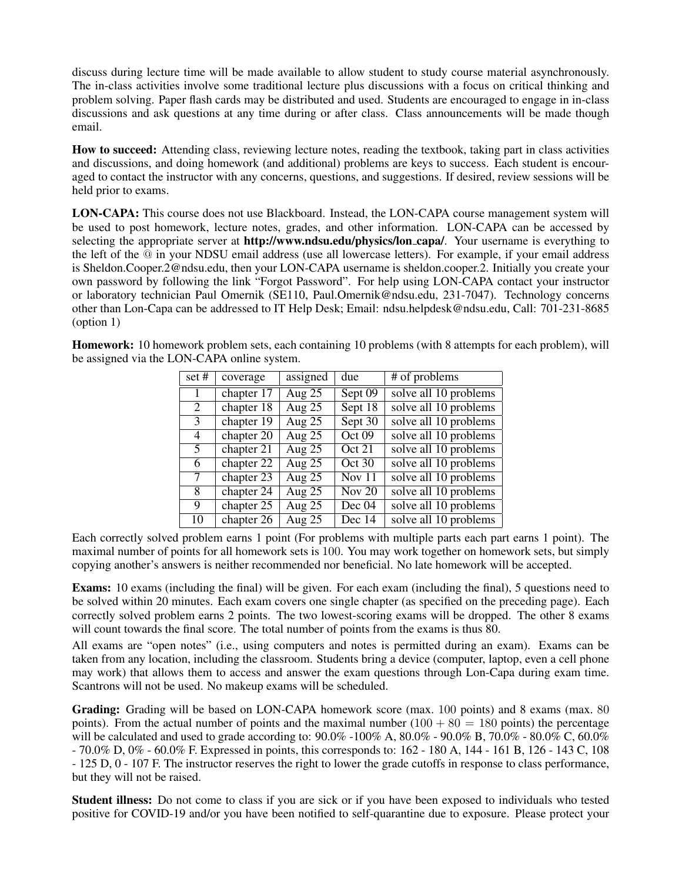discuss during lecture time will be made available to allow student to study course material asynchronously. The in-class activities involve some traditional lecture plus discussions with a focus on critical thinking and problem solving. Paper flash cards may be distributed and used. Students are encouraged to engage in in-class discussions and ask questions at any time during or after class. Class announcements will be made though email.

**How to succeed:** Attending class, reviewing lecture notes, reading the textbook, taking part in class activities and discussions, and doing homework (and additional) problems are keys to success. Each student is encouraged to contact the instructor with any concerns, questions, and suggestions. If desired, review sessions will be held prior to exams.

**LON-CAPA:** This course does not use Blackboard. Instead, the LON-CAPA course management system will be used to post homework, lecture notes, grades, and other information. LON-CAPA can be accessed by selecting the appropriate server at **http://www.ndsu.edu/physics/lon_capa/**. Your username is everything to the left of the @ in your NDSU email address (use all lowercase letters). For example, if your email address is Sheldon.Cooper.2@ndsu.edu, then your LON-CAPA username is sheldon.cooper.2. Initially you create your own password by following the link "Forgot Password". For help using LON-CAPA contact your instructor or laboratory technician Paul Omernik (SE110, Paul.Omernik@ndsu.edu, 231-7047). Technology concerns other than Lon-Capa can be addressed to IT Help Desk; Email: ndsu.helpdesk@ndsu.edu, Call: 701-231-8685 (option 1)

**Homework:** 10 homework problem sets, each containing 10 problems (with 8 attempts for each problem), will be assigned via the LON-CAPA online system.

| set # | coverage | assigned | due | # of problems |
|---|---|---|---|---|
| 1 | chapter 17 | Aug 25 | Sept 09 | solve all 10 problems |
| 2 | chapter 18 | Aug 25 | Sept 18 | solve all 10 problems |
| 3 | chapter 19 | Aug 25 | Sept 30 | solve all 10 problems |
| 4 | chapter 20 | Aug 25 | Oct 09 | solve all 10 problems |
| 5 | chapter 21 | Aug 25 | Oct 21 | solve all 10 problems |
| 6 | chapter 22 | Aug 25 | Oct 30 | solve all 10 problems |
| 7 | chapter 23 | Aug 25 | Nov 11 | solve all 10 problems |
| 8 | chapter 24 | Aug 25 | Nov 20 | solve all 10 problems |
| 9 | chapter 25 | Aug 25 | Dec 04 | solve all 10 problems |
| 10 | chapter 26 | Aug 25 | Dec 14 | solve all 10 problems |

Each correctly solved problem earns 1 point (For problems with multiple parts each part earns 1 point). The maximal number of points for all homework sets is 100. You may work together on homework sets, but simply copying another's answers is neither recommended nor beneficial. No late homework will be accepted.

**Exams:** 10 exams (including the final) will be given. For each exam (including the final), 5 questions need to be solved within 20 minutes. Each exam covers one single chapter (as specified on the preceding page). Each correctly solved problem earns 2 points. The two lowest-scoring exams will be dropped. The other 8 exams will count towards the final score. The total number of points from the exams is thus 80.

All exams are "open notes" (i.e., using computers and notes is permitted during an exam). Exams can be taken from any location, including the classroom. Students bring a device (computer, laptop, even a cell phone may work) that allows them to access and answer the exam questions through Lon-Capa during exam time. Scantrons will not be used. No makeup exams will be scheduled.

**Grading:** Grading will be based on LON-CAPA homework score (max. 100 points) and 8 exams (max. 80 points). From the actual number of points and the maximal number ($100 + 80 = 180$ points) the percentage will be calculated and used to grade according to: 90.0% -100% A, 80.0% - 90.0% B, 70.0% - 80.0% C, 60.0% - 70.0% D, 0% - 60.0% F. Expressed in points, this corresponds to: 162 - 180 A, 144 - 161 B, 126 - 143 C, 108 - 125 D, 0 - 107 F. The instructor reserves the right to lower the grade cutoffs in response to class performance, but they will not be raised.

**Student illness:** Do not come to class if you are sick or if you have been exposed to individuals who tested positive for COVID-19 and/or you have been notified to self-quarantine due to exposure. Please protect your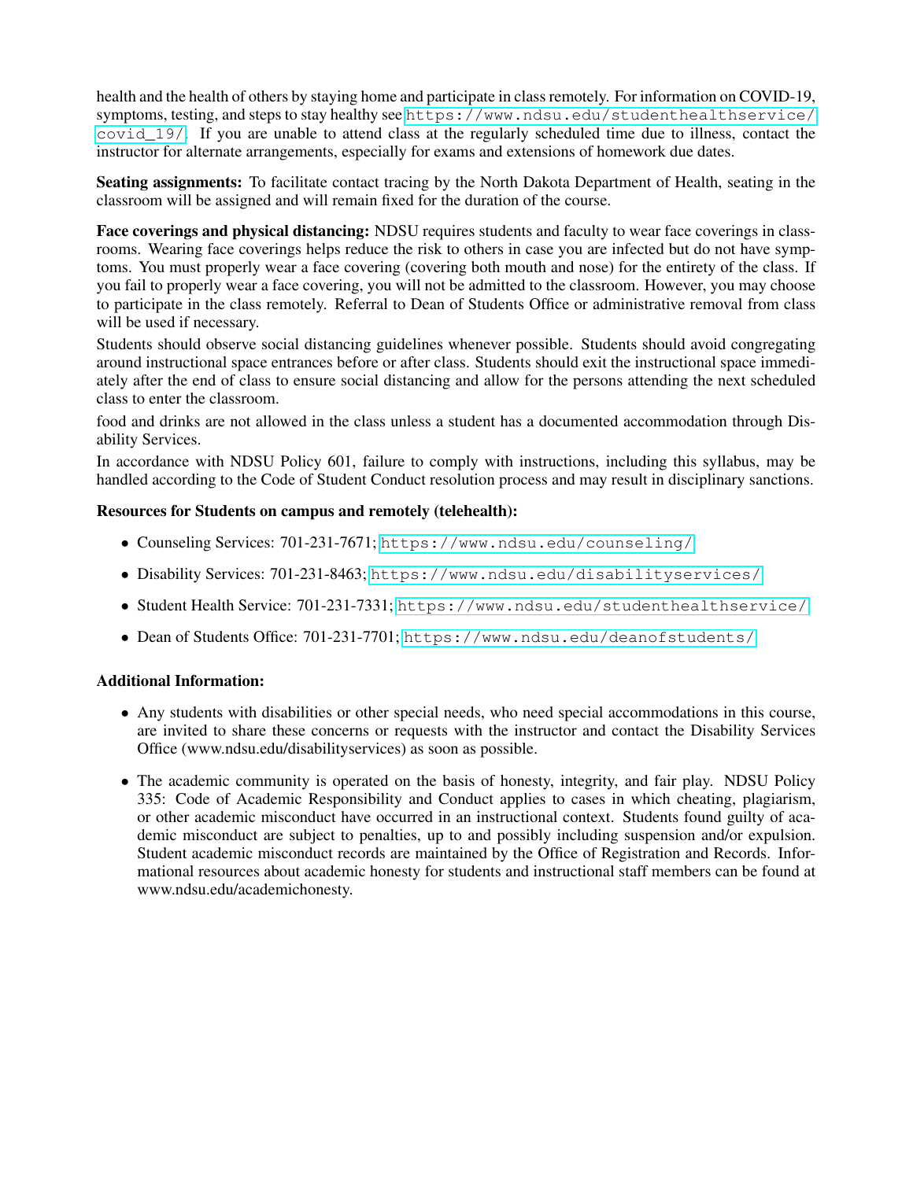health and the health of others by staying home and participate in class remotely. For information on COVID-19, symptoms, testing, and steps to stay healthy see https://www.ndsu.edu/studenthealthservice/covid_19/. If you are unable to attend class at the regularly scheduled time due to illness, contact the instructor for alternate arrangements, especially for exams and extensions of homework due dates.

**Seating assignments:** To facilitate contact tracing by the North Dakota Department of Health, seating in the classroom will be assigned and will remain fixed for the duration of the course.

**Face coverings and physical distancing:** NDSU requires students and faculty to wear face coverings in classrooms. Wearing face coverings helps reduce the risk to others in case you are infected but do not have symptoms. You must properly wear a face covering (covering both mouth and nose) for the entirety of the class. If you fail to properly wear a face covering, you will not be admitted to the classroom. However, you may choose to participate in the class remotely. Referral to Dean of Students Office or administrative removal from class will be used if necessary.

Students should observe social distancing guidelines whenever possible. Students should avoid congregating around instructional space entrances before or after class. Students should exit the instructional space immediately after the end of class to ensure social distancing and allow for the persons attending the next scheduled class to enter the classroom.

food and drinks are not allowed in the class unless a student has a documented accommodation through Disability Services.

In accordance with NDSU Policy 601, failure to comply with instructions, including this syllabus, may be handled according to the Code of Student Conduct resolution process and may result in disciplinary sanctions.

**Resources for Students on campus and remotely (telehealth):**

- Counseling Services: 701-231-7671; https://www.ndsu.edu/counseling/
- Disability Services: 701-231-8463; https://www.ndsu.edu/disabilityservices/
- Student Health Service: 701-231-7331; https://www.ndsu.edu/studenthealthservice/
- Dean of Students Office: 701-231-7701; https://www.ndsu.edu/deanofstudents/

**Additional Information:**

- Any students with disabilities or other special needs, who need special accommodations in this course, are invited to share these concerns or requests with the instructor and contact the Disability Services Office (www.ndsu.edu/disabilityservices) as soon as possible.
- The academic community is operated on the basis of honesty, integrity, and fair play. NDSU Policy 335: Code of Academic Responsibility and Conduct applies to cases in which cheating, plagiarism, or other academic misconduct have occurred in an instructional context. Students found guilty of academic misconduct are subject to penalties, up to and possibly including suspension and/or expulsion. Student academic misconduct records are maintained by the Office of Registration and Records. Informational resources about academic honesty for students and instructional staff members can be found at www.ndsu.edu/academichonesty.